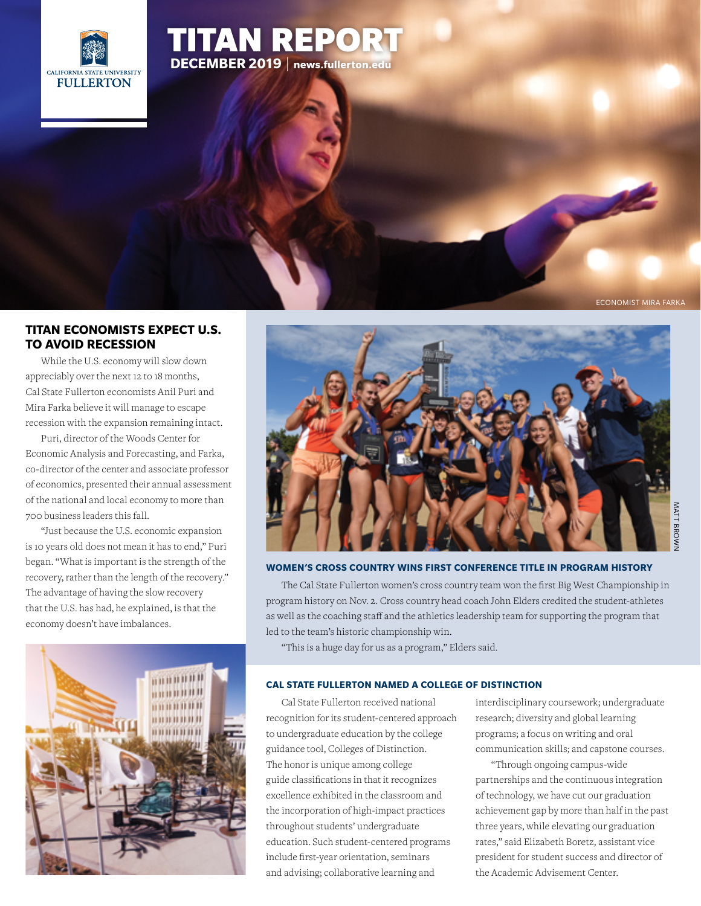# TITAN REPORT

**DECEMBER 2019** | **news.fullerton.edu**

ECONOMIST MIRA FARKA

## TITAN ECONOMISTS EXPECT U.S. TO AVOID RECESSION

While the U.S. economy will slow down appreciably over the next 12 to 18 months, Cal State Fullerton economists Anil Puri and Mira Farka believe it will manage to escape recession with the expansion remaining intact.

Puri, director of the Woods Center for Economic Analysis and Forecasting, and Farka, co-director of the center and associate professor of economics, presented their annual assessment of the national and local economy to more than 700 business leaders this fall.

"Just because the U.S. economic expansion is 10 years old does not mean it has to end," Puri began. "What is important is the strength of the recovery, rather than the length of the recovery." The advantage of having the slow recovery that the U.S. has had, he explained, is that the economy doesn't have imbalances.

MATT BROWN

### WOMEN'S CROSS COUNTRY WINS FIRST CONFERENCE TITLE IN PROGRAM HISTORY

The Cal State Fullerton women's cross country team won the first Big West Championship in program history on Nov. 2. Cross country head coach John Elders credited the student-athletes as well as the coaching staff and the athletics leadership team for supporting the program that led to the team's historic championship win.

"This is a huge day for us as a program," Elders said.

### CAL STATE FULLERTON NAMED A COLLEGE OF DISTINCTION

Cal State Fullerton received national recognition for its student-centered approach to undergraduate education by the college guidance tool, Colleges of Distinction. The honor is unique among college guide classifications in that it recognizes excellence exhibited in the classroom and the incorporation of high-impact practices throughout students' undergraduate education. Such student-centered programs include first-year orientation, seminars and advising; collaborative learning and interdisciplinary coursework; undergraduate research; diversity and global learning programs; a focus on writing and oral communication skills; and capstone courses.

"Through ongoing campus-wide partnerships and the continuous integration of technology, we have cut our graduation achievement gap by more than half in the past three years, while elevating our graduation rates," said Elizabeth Boretz, assistant vice president for student success and director of the Academic Advisement Center.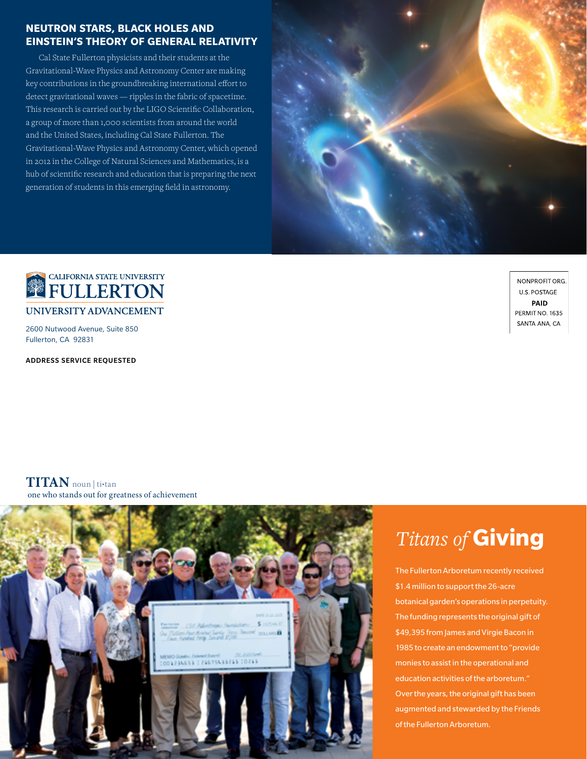## NEUTRON STARS, BLACK HOLES AND EINSTEIN'S THEORY OF GENERAL RELATIVITY

Cal State Fullerton physicists and their students at the Gravitational-Wave Physics and Astronomy Center are making key contributions in the groundbreaking international effort to detect gravitational waves — ripples in the fabric of spacetime. This research is carried out by the LIGO Scientific Collaboration, a group of more than 1,000 scientists from around the world and the United States, including Cal State Fullerton. The Gravitational-Wave Physics and Astronomy Center, which opened in 2012 in the College of Natural Sciences and Mathematics, is a hub of scientific research and education that is preparing the next generation of students in this emerging field in astronomy.

CALIFORNIA STATE UNIVERSITY
FULLERTON
UNIVERSITY ADVANCEMENT

2600 Nutwood Avenue, Suite 850
Fullerton, CA 92831

ADDRESS SERVICE REQUESTED

NONPROFIT ORG.
U.S. POSTAGE
**PAID**
PERMIT NO. 1635
SANTA ANA, CA

**TITAN** noun | ti•tan
one who stands out for greatness of achievement

# *Titans of* **Giving**

The Fullerton Arboretum recently received $1.4 million to support the 26-acre botanical garden's operations in perpetuity. The funding represents the original gift of $49,395 from James and Virgie Bacon in 1985 to create an endowment to "provide monies to assist in the operational and education activities of the arboretum." Over the years, the original gift has been augmented and stewarded by the Friends of the Fullerton Arboretum.